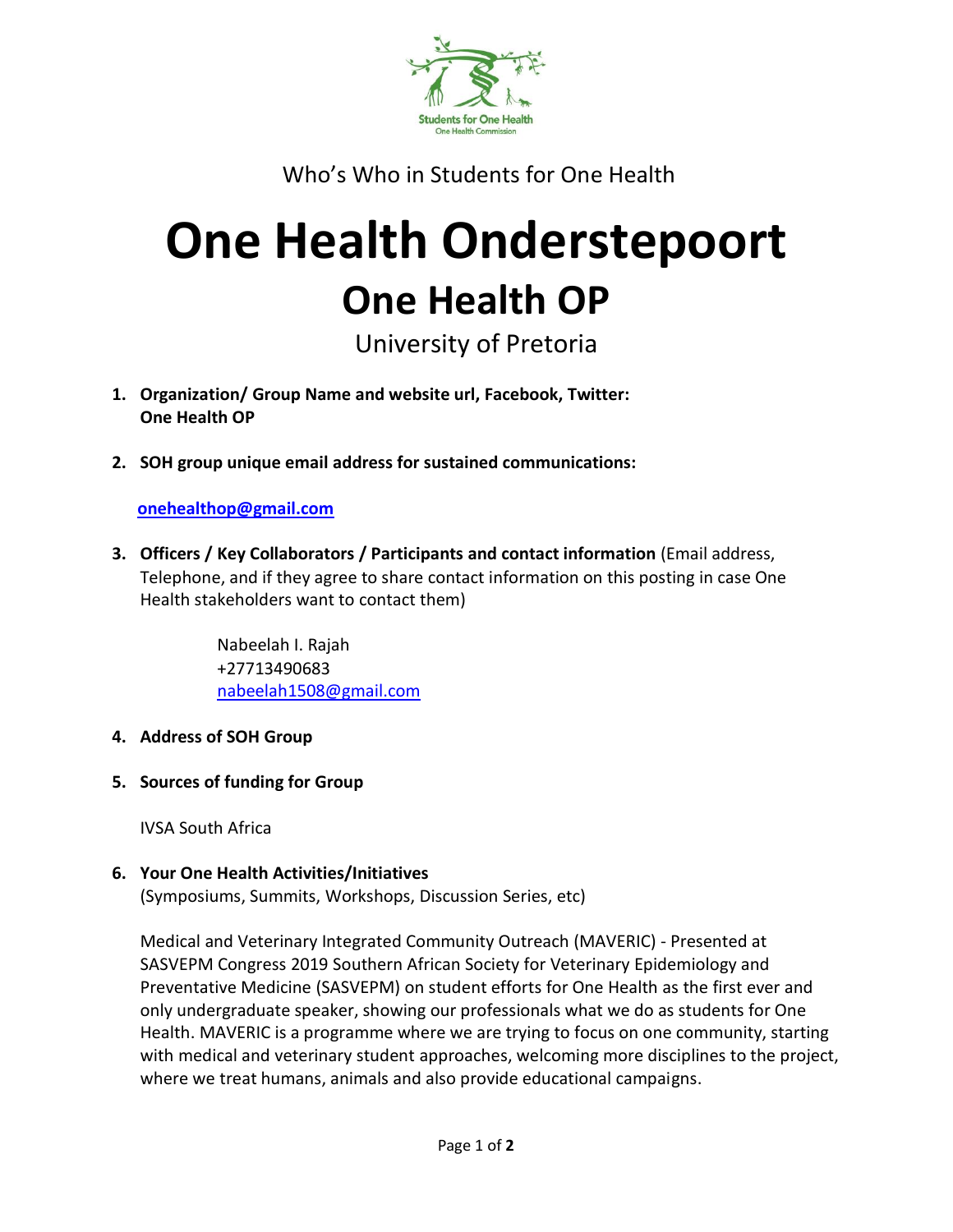Who's Who in Students for One Health

# One Health Onderstepoort

## One Health OP

University of Pretoria

1. **Organization/ Group Name and website url, Facebook, Twitter: One Health OP**

2. **SOH group unique email address for sustained communications:**

   onehealthop@gmail.com

3. **Officers / Key Collaborators / Participants and contact information** (Email address, Telephone, and if they agree to share contact information on this posting in case One Health stakeholders want to contact them)

   Nabeelah I. Rajah
   +27713490683
   nabeelah1508@gmail.com

4. **Address of SOH Group**

5. **Sources of funding for Group**

   IVSA South Africa

6. **Your One Health Activities/Initiatives**
   (Symposiums, Summits, Workshops, Discussion Series, etc)

   Medical and Veterinary Integrated Community Outreach (MAVERIC) - Presented at SASVEPM Congress 2019 Southern African Society for Veterinary Epidemiology and Preventative Medicine (SASVEPM) on student efforts for One Health as the first ever and only undergraduate speaker, showing our professionals what we do as students for One Health. MAVERIC is a programme where we are trying to focus on one community, starting with medical and veterinary student approaches, welcoming more disciplines to the project, where we treat humans, animals and also provide educational campaigns.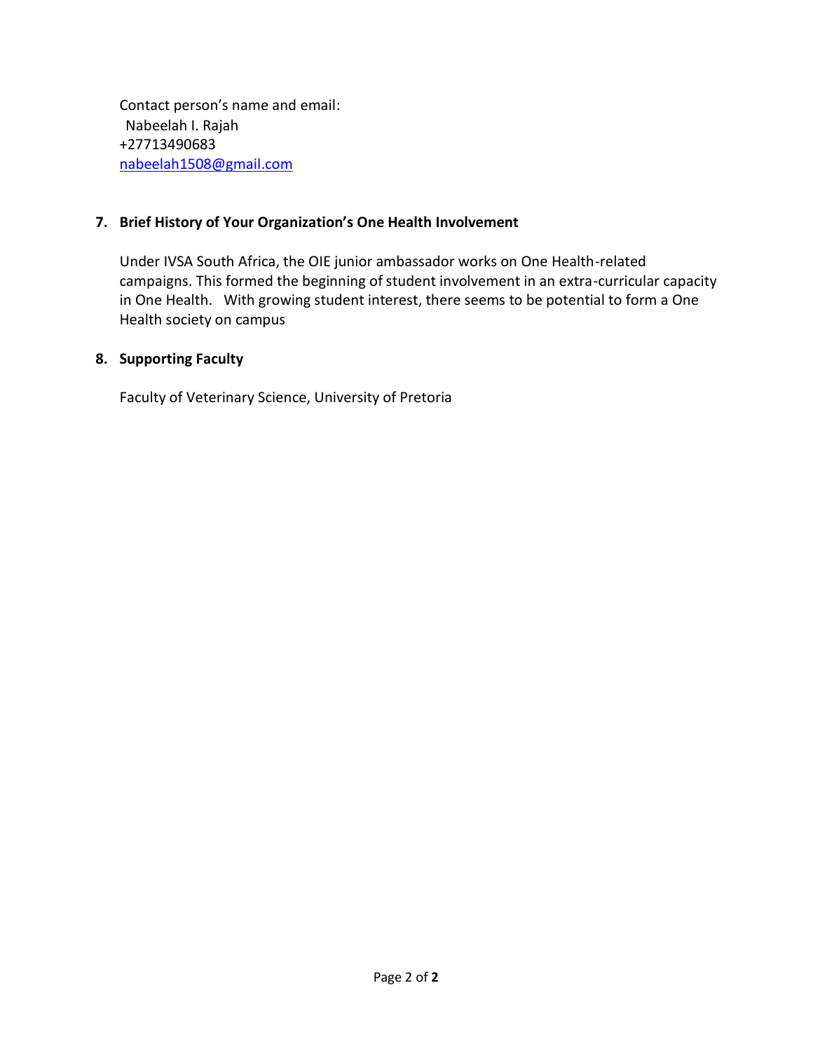Contact person's name and email:
Nabeelah I. Rajah
+27713490683
nabeelah1508@gmail.com

## 7. Brief History of Your Organization's One Health Involvement

Under IVSA South Africa, the OIE junior ambassador works on One Health-related campaigns. This formed the beginning of student involvement in an extra-curricular capacity in One Health. With growing student interest, there seems to be potential to form a One Health society on campus

## 8. Supporting Faculty

Faculty of Veterinary Science, University of Pretoria